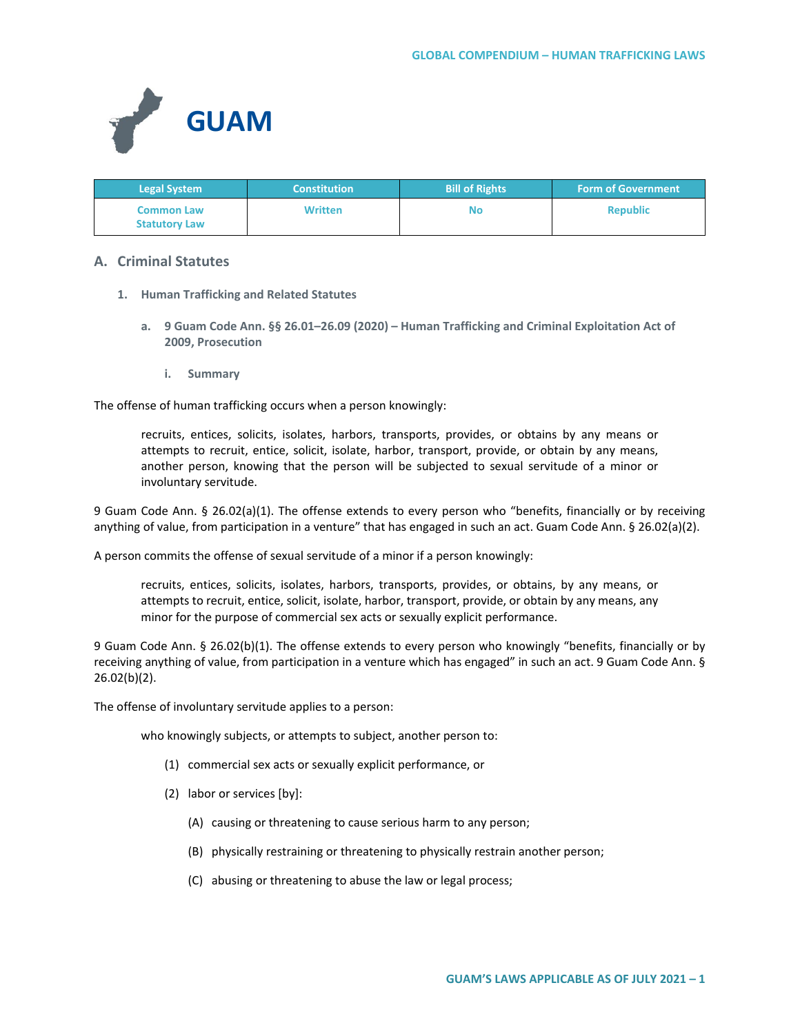# GUAM

| Legal System | Constitution | Bill of Rights | Form of Government |
|---|---|---|---|
| Common Law<br>Statutory Law | Written | No | Republic |

## A. Criminal Statutes

### 1. Human Trafficking and Related Statutes

#### a. 9 Guam Code Ann. §§ 26.01–26.09 (2020) – Human Trafficking and Criminal Exploitation Act of 2009, Prosecution

##### i. Summary

The offense of human trafficking occurs when a person knowingly:

> recruits, entices, solicits, isolates, harbors, transports, provides, or obtains by any means or attempts to recruit, entice, solicit, isolate, harbor, transport, provide, or obtain by any means, another person, knowing that the person will be subjected to sexual servitude of a minor or involuntary servitude.

9 Guam Code Ann. § 26.02(a)(1). The offense extends to every person who "benefits, financially or by receiving anything of value, from participation in a venture" that has engaged in such an act. Guam Code Ann. § 26.02(a)(2).

A person commits the offense of sexual servitude of a minor if a person knowingly:

> recruits, entices, solicits, isolates, harbors, transports, provides, or obtains, by any means, or attempts to recruit, entice, solicit, isolate, harbor, transport, provide, or obtain by any means, any minor for the purpose of commercial sex acts or sexually explicit performance.

9 Guam Code Ann. § 26.02(b)(1). The offense extends to every person who knowingly "benefits, financially or by receiving anything of value, from participation in a venture which has engaged" in such an act. 9 Guam Code Ann. § 26.02(b)(2).

The offense of involuntary servitude applies to a person:

> who knowingly subjects, or attempts to subject, another person to:
>
> (1) commercial sex acts or sexually explicit performance, or
>
> (2) labor or services [by]:
>
> (A) causing or threatening to cause serious harm to any person;
>
> (B) physically restraining or threatening to physically restrain another person;
>
> (C) abusing or threatening to abuse the law or legal process;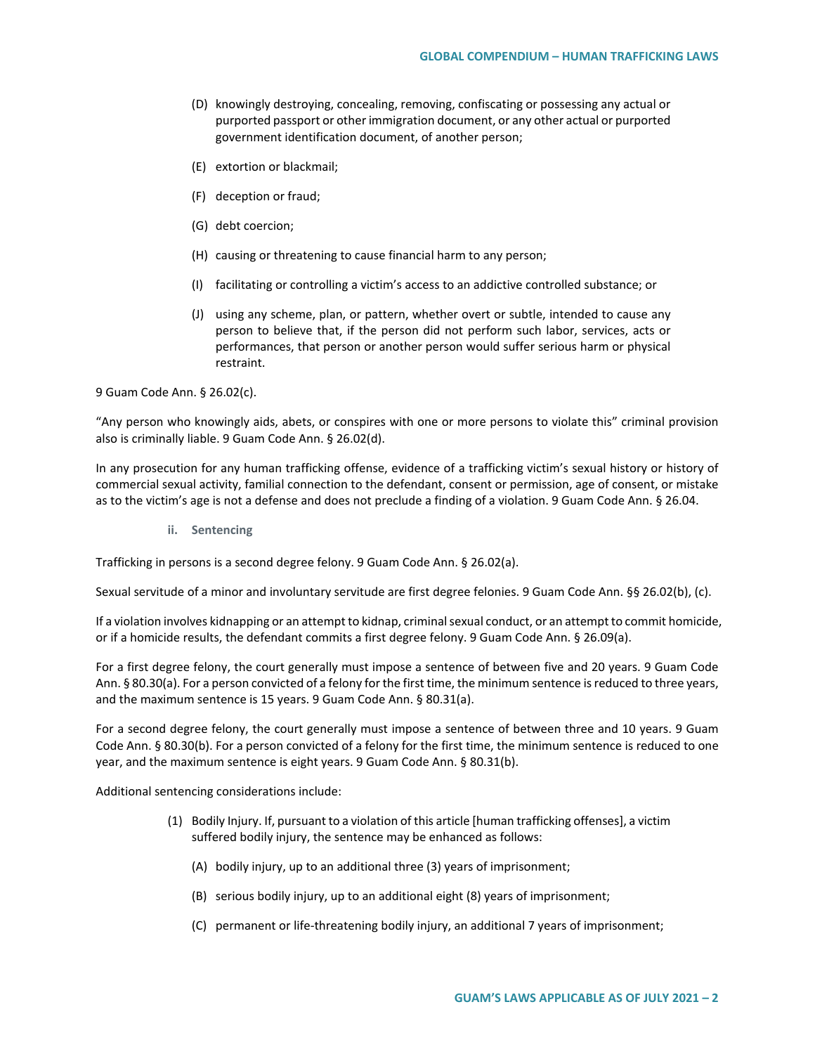(D) knowingly destroying, concealing, removing, confiscating or possessing any actual or purported passport or other immigration document, or any other actual or purported government identification document, of another person;

(E) extortion or blackmail;

(F) deception or fraud;

(G) debt coercion;

(H) causing or threatening to cause financial harm to any person;

(I) facilitating or controlling a victim's access to an addictive controlled substance; or

(J) using any scheme, plan, or pattern, whether overt or subtle, intended to cause any person to believe that, if the person did not perform such labor, services, acts or performances, that person or another person would suffer serious harm or physical restraint.

9 Guam Code Ann. § 26.02(c).

"Any person who knowingly aids, abets, or conspires with one or more persons to violate this" criminal provision also is criminally liable. 9 Guam Code Ann. § 26.02(d).

In any prosecution for any human trafficking offense, evidence of a trafficking victim's sexual history or history of commercial sexual activity, familial connection to the defendant, consent or permission, age of consent, or mistake as to the victim's age is not a defense and does not preclude a finding of a violation. 9 Guam Code Ann. § 26.04.

### ii. Sentencing

Trafficking in persons is a second degree felony. 9 Guam Code Ann. § 26.02(a).

Sexual servitude of a minor and involuntary servitude are first degree felonies. 9 Guam Code Ann. §§ 26.02(b), (c).

If a violation involves kidnapping or an attempt to kidnap, criminal sexual conduct, or an attempt to commit homicide, or if a homicide results, the defendant commits a first degree felony. 9 Guam Code Ann. § 26.09(a).

For a first degree felony, the court generally must impose a sentence of between five and 20 years. 9 Guam Code Ann. § 80.30(a). For a person convicted of a felony for the first time, the minimum sentence is reduced to three years, and the maximum sentence is 15 years. 9 Guam Code Ann. § 80.31(a).

For a second degree felony, the court generally must impose a sentence of between three and 10 years. 9 Guam Code Ann. § 80.30(b). For a person convicted of a felony for the first time, the minimum sentence is reduced to one year, and the maximum sentence is eight years. 9 Guam Code Ann. § 80.31(b).

Additional sentencing considerations include:

(1) Bodily Injury. If, pursuant to a violation of this article [human trafficking offenses], a victim suffered bodily injury, the sentence may be enhanced as follows:

(A) bodily injury, up to an additional three (3) years of imprisonment;

(B) serious bodily injury, up to an additional eight (8) years of imprisonment;

(C) permanent or life-threatening bodily injury, an additional 7 years of imprisonment;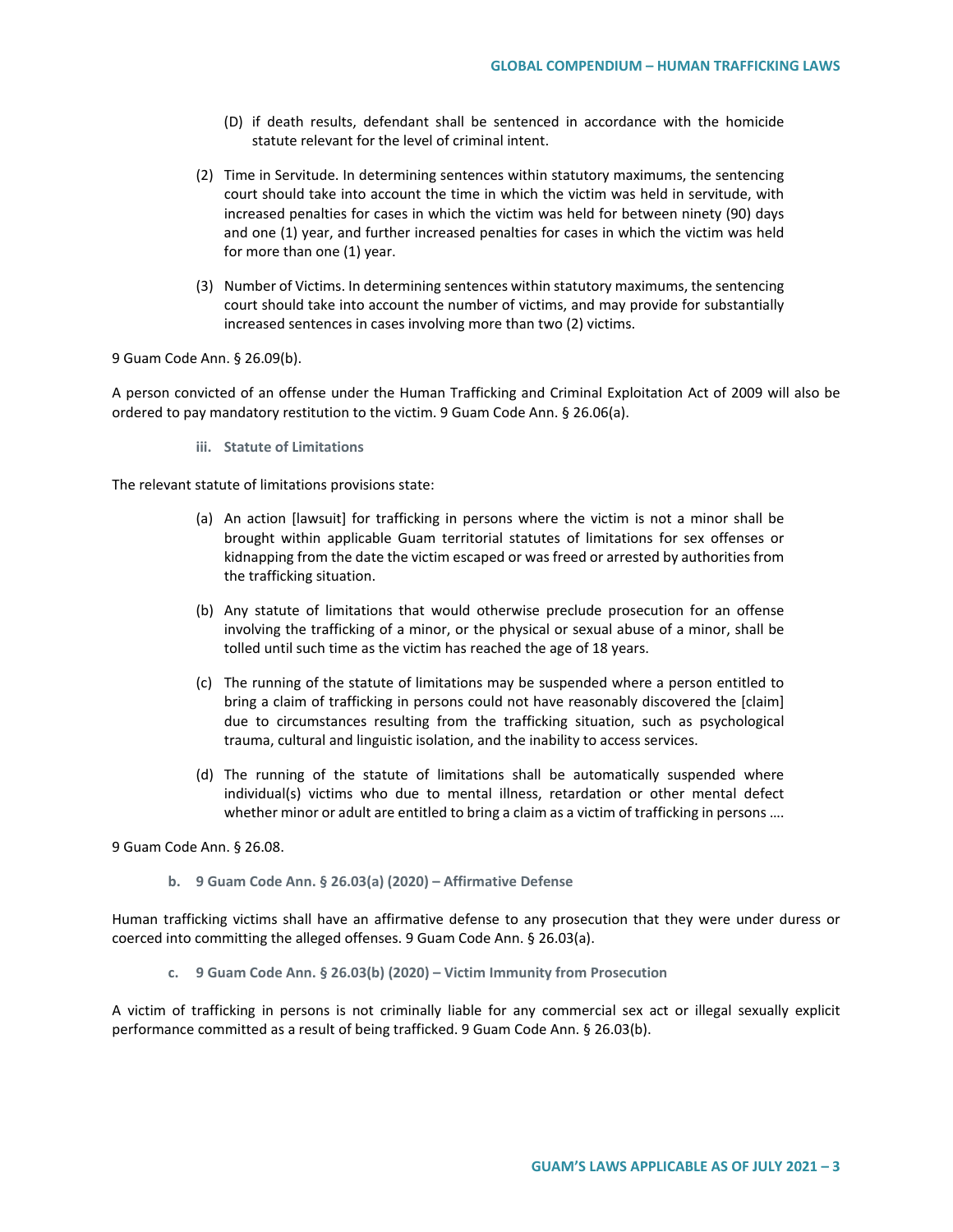(D) if death results, defendant shall be sentenced in accordance with the homicide statute relevant for the level of criminal intent.

(2) Time in Servitude. In determining sentences within statutory maximums, the sentencing court should take into account the time in which the victim was held in servitude, with increased penalties for cases in which the victim was held for between ninety (90) days and one (1) year, and further increased penalties for cases in which the victim was held for more than one (1) year.

(3) Number of Victims. In determining sentences within statutory maximums, the sentencing court should take into account the number of victims, and may provide for substantially increased sentences in cases involving more than two (2) victims.

9 Guam Code Ann. § 26.09(b).

A person convicted of an offense under the Human Trafficking and Criminal Exploitation Act of 2009 will also be ordered to pay mandatory restitution to the victim. 9 Guam Code Ann. § 26.06(a).

#### iii. Statute of Limitations

The relevant statute of limitations provisions state:

(a) An action [lawsuit] for trafficking in persons where the victim is not a minor shall be brought within applicable Guam territorial statutes of limitations for sex offenses or kidnapping from the date the victim escaped or was freed or arrested by authorities from the trafficking situation.

(b) Any statute of limitations that would otherwise preclude prosecution for an offense involving the trafficking of a minor, or the physical or sexual abuse of a minor, shall be tolled until such time as the victim has reached the age of 18 years.

(c) The running of the statute of limitations may be suspended where a person entitled to bring a claim of trafficking in persons could not have reasonably discovered the [claim] due to circumstances resulting from the trafficking situation, such as psychological trauma, cultural and linguistic isolation, and the inability to access services.

(d) The running of the statute of limitations shall be automatically suspended where individual(s) victims who due to mental illness, retardation or other mental defect whether minor or adult are entitled to bring a claim as a victim of trafficking in persons ….

9 Guam Code Ann. § 26.08.

### b. 9 Guam Code Ann. § 26.03(a) (2020) – Affirmative Defense

Human trafficking victims shall have an affirmative defense to any prosecution that they were under duress or coerced into committing the alleged offenses. 9 Guam Code Ann. § 26.03(a).

### c. 9 Guam Code Ann. § 26.03(b) (2020) – Victim Immunity from Prosecution

A victim of trafficking in persons is not criminally liable for any commercial sex act or illegal sexually explicit performance committed as a result of being trafficked. 9 Guam Code Ann. § 26.03(b).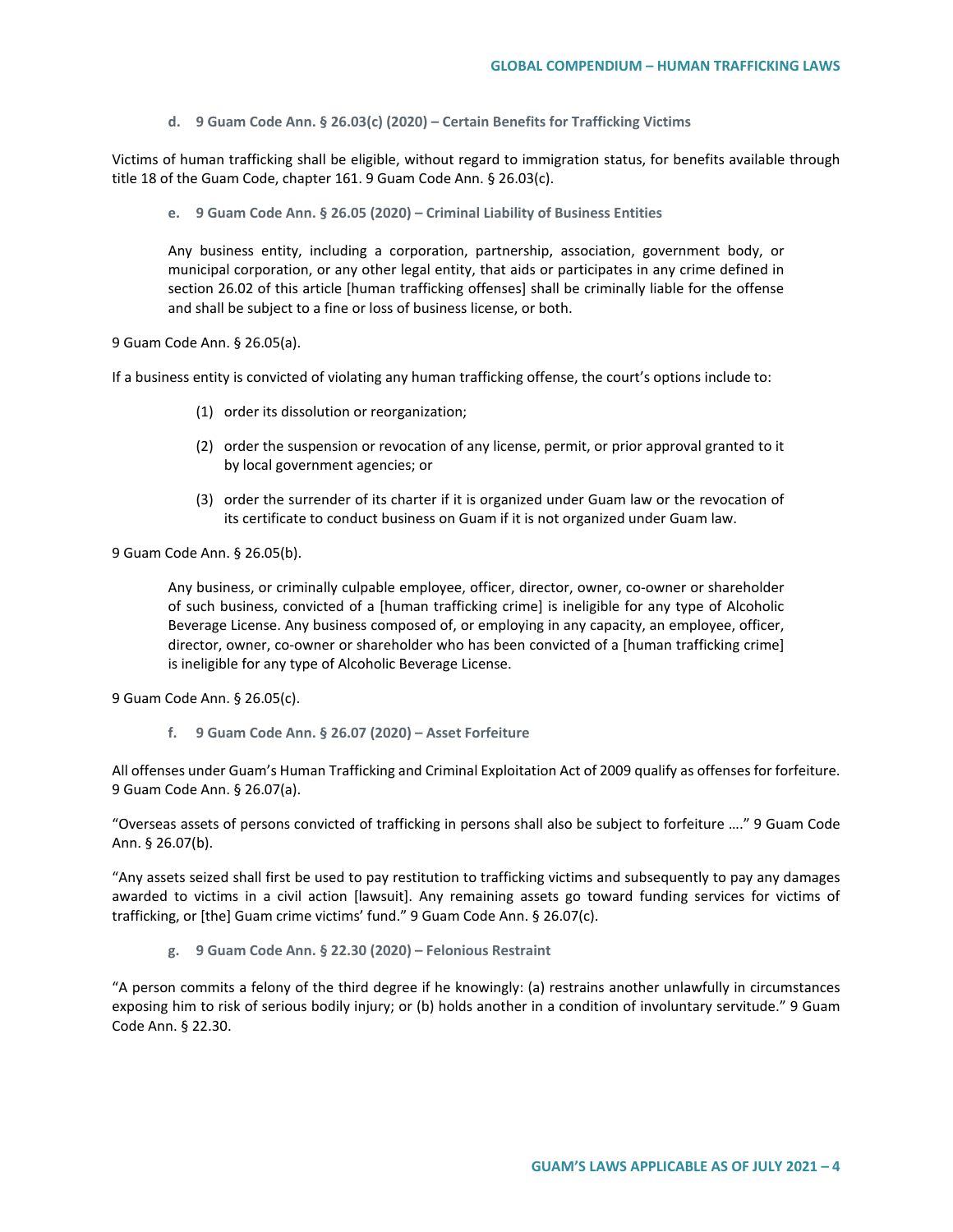#### d. 9 Guam Code Ann. § 26.03(c) (2020) – Certain Benefits for Trafficking Victims

Victims of human trafficking shall be eligible, without regard to immigration status, for benefits available through title 18 of the Guam Code, chapter 161. 9 Guam Code Ann. § 26.03(c).

#### e. 9 Guam Code Ann. § 26.05 (2020) – Criminal Liability of Business Entities

> Any business entity, including a corporation, partnership, association, government body, or municipal corporation, or any other legal entity, that aids or participates in any crime defined in section 26.02 of this article [human trafficking offenses] shall be criminally liable for the offense and shall be subject to a fine or loss of business license, or both.

9 Guam Code Ann. § 26.05(a).

If a business entity is convicted of violating any human trafficking offense, the court's options include to:

> (1) order its dissolution or reorganization;
>
> (2) order the suspension or revocation of any license, permit, or prior approval granted to it by local government agencies; or
>
> (3) order the surrender of its charter if it is organized under Guam law or the revocation of its certificate to conduct business on Guam if it is not organized under Guam law.

9 Guam Code Ann. § 26.05(b).

> Any business, or criminally culpable employee, officer, director, owner, co-owner or shareholder of such business, convicted of a [human trafficking crime] is ineligible for any type of Alcoholic Beverage License. Any business composed of, or employing in any capacity, an employee, officer, director, owner, co-owner or shareholder who has been convicted of a [human trafficking crime] is ineligible for any type of Alcoholic Beverage License.

9 Guam Code Ann. § 26.05(c).

#### f. 9 Guam Code Ann. § 26.07 (2020) – Asset Forfeiture

All offenses under Guam's Human Trafficking and Criminal Exploitation Act of 2009 qualify as offenses for forfeiture. 9 Guam Code Ann. § 26.07(a).

"Overseas assets of persons convicted of trafficking in persons shall also be subject to forfeiture …." 9 Guam Code Ann. § 26.07(b).

"Any assets seized shall first be used to pay restitution to trafficking victims and subsequently to pay any damages awarded to victims in a civil action [lawsuit]. Any remaining assets go toward funding services for victims of trafficking, or [the] Guam crime victims' fund." 9 Guam Code Ann. § 26.07(c).

#### g. 9 Guam Code Ann. § 22.30 (2020) – Felonious Restraint

"A person commits a felony of the third degree if he knowingly: (a) restrains another unlawfully in circumstances exposing him to risk of serious bodily injury; or (b) holds another in a condition of involuntary servitude." 9 Guam Code Ann. § 22.30.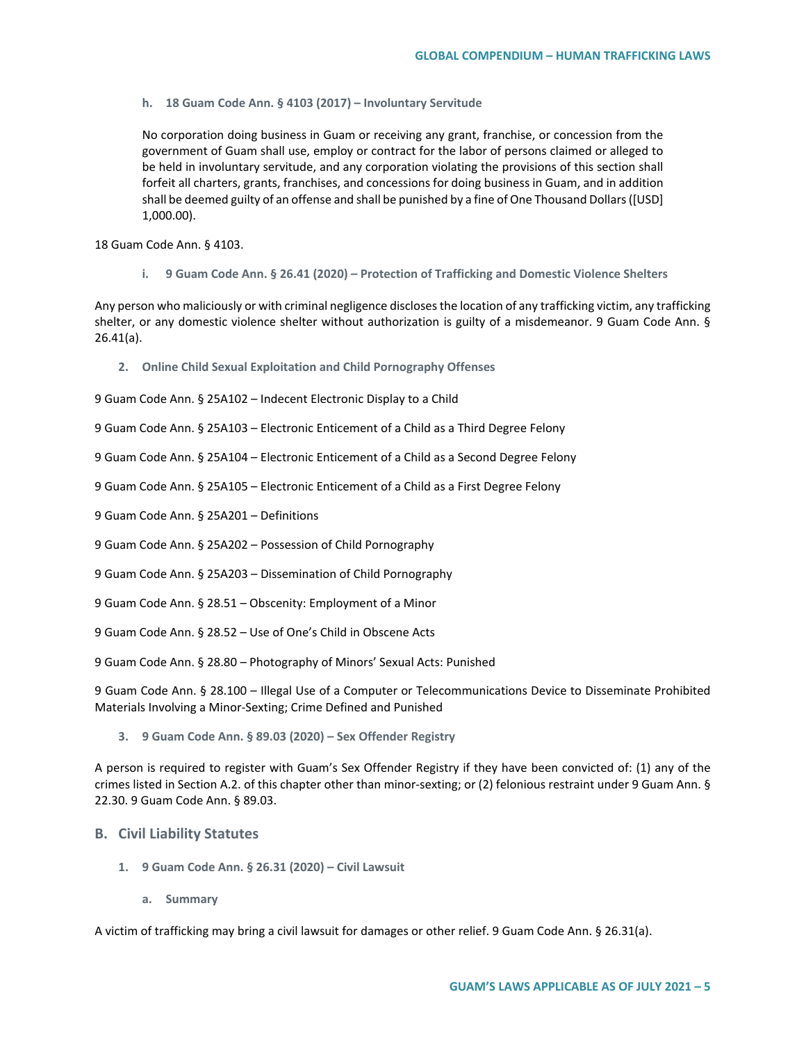#### h. 18 Guam Code Ann. § 4103 (2017) – Involuntary Servitude

> No corporation doing business in Guam or receiving any grant, franchise, or concession from the government of Guam shall use, employ or contract for the labor of persons claimed or alleged to be held in involuntary servitude, and any corporation violating the provisions of this section shall forfeit all charters, grants, franchises, and concessions for doing business in Guam, and in addition shall be deemed guilty of an offense and shall be punished by a fine of One Thousand Dollars ([USD] 1,000.00).

18 Guam Code Ann. § 4103.

#### i. 9 Guam Code Ann. § 26.41 (2020) – Protection of Trafficking and Domestic Violence Shelters

Any person who maliciously or with criminal negligence discloses the location of any trafficking victim, any trafficking shelter, or any domestic violence shelter without authorization is guilty of a misdemeanor. 9 Guam Code Ann. § 26.41(a).

### 2. Online Child Sexual Exploitation and Child Pornography Offenses

9 Guam Code Ann. § 25A102 – Indecent Electronic Display to a Child

9 Guam Code Ann. § 25A103 – Electronic Enticement of a Child as a Third Degree Felony

9 Guam Code Ann. § 25A104 – Electronic Enticement of a Child as a Second Degree Felony

9 Guam Code Ann. § 25A105 – Electronic Enticement of a Child as a First Degree Felony

9 Guam Code Ann. § 25A201 – Definitions

9 Guam Code Ann. § 25A202 – Possession of Child Pornography

9 Guam Code Ann. § 25A203 – Dissemination of Child Pornography

9 Guam Code Ann. § 28.51 – Obscenity: Employment of a Minor

9 Guam Code Ann. § 28.52 – Use of One's Child in Obscene Acts

9 Guam Code Ann. § 28.80 – Photography of Minors' Sexual Acts: Punished

9 Guam Code Ann. § 28.100 – Illegal Use of a Computer or Telecommunications Device to Disseminate Prohibited Materials Involving a Minor-Sexting; Crime Defined and Punished

### 3. 9 Guam Code Ann. § 89.03 (2020) – Sex Offender Registry

A person is required to register with Guam's Sex Offender Registry if they have been convicted of: (1) any of the crimes listed in Section A.2. of this chapter other than minor-sexting; or (2) felonious restraint under 9 Guam Ann. § 22.30. 9 Guam Code Ann. § 89.03.

## B. Civil Liability Statutes

### 1. 9 Guam Code Ann. § 26.31 (2020) – Civil Lawsuit

#### a. Summary

A victim of trafficking may bring a civil lawsuit for damages or other relief. 9 Guam Code Ann. § 26.31(a).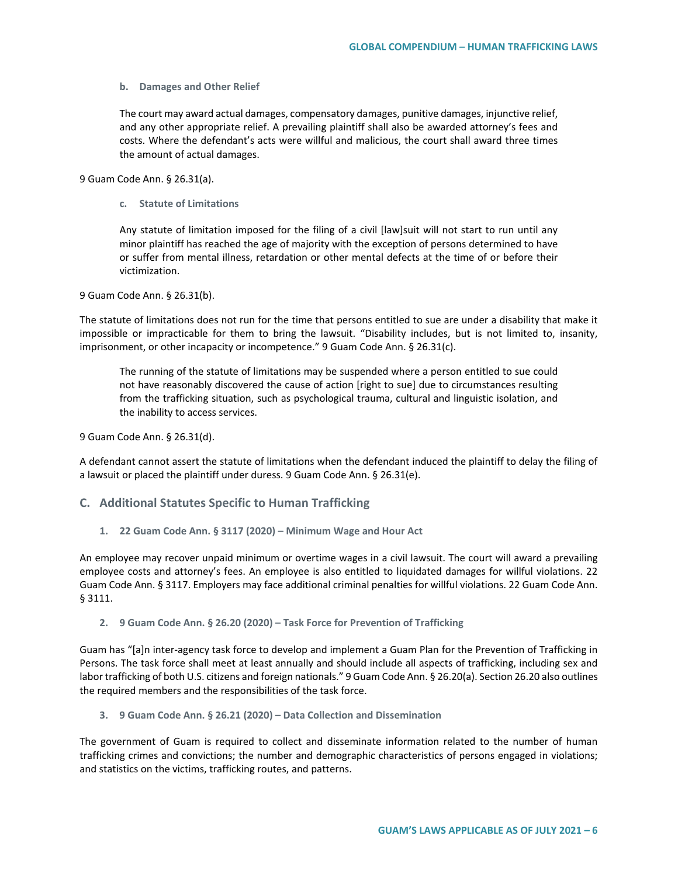#### b. Damages and Other Relief

> The court may award actual damages, compensatory damages, punitive damages, injunctive relief, and any other appropriate relief. A prevailing plaintiff shall also be awarded attorney's fees and costs. Where the defendant's acts were willful and malicious, the court shall award three times the amount of actual damages.

9 Guam Code Ann. § 26.31(a).

#### c. Statute of Limitations

> Any statute of limitation imposed for the filing of a civil [law]suit will not start to run until any minor plaintiff has reached the age of majority with the exception of persons determined to have or suffer from mental illness, retardation or other mental defects at the time of or before their victimization.

9 Guam Code Ann. § 26.31(b).

The statute of limitations does not run for the time that persons entitled to sue are under a disability that make it impossible or impracticable for them to bring the lawsuit. "Disability includes, but is not limited to, insanity, imprisonment, or other incapacity or incompetence." 9 Guam Code Ann. § 26.31(c).

> The running of the statute of limitations may be suspended where a person entitled to sue could not have reasonably discovered the cause of action [right to sue] due to circumstances resulting from the trafficking situation, such as psychological trauma, cultural and linguistic isolation, and the inability to access services.

9 Guam Code Ann. § 26.31(d).

A defendant cannot assert the statute of limitations when the defendant induced the plaintiff to delay the filing of a lawsuit or placed the plaintiff under duress. 9 Guam Code Ann. § 26.31(e).

## C. Additional Statutes Specific to Human Trafficking

### 1. 22 Guam Code Ann. § 3117 (2020) – Minimum Wage and Hour Act

An employee may recover unpaid minimum or overtime wages in a civil lawsuit. The court will award a prevailing employee costs and attorney's fees. An employee is also entitled to liquidated damages for willful violations. 22 Guam Code Ann. § 3117. Employers may face additional criminal penalties for willful violations. 22 Guam Code Ann. § 3111.

### 2. 9 Guam Code Ann. § 26.20 (2020) – Task Force for Prevention of Trafficking

Guam has "[a]n inter-agency task force to develop and implement a Guam Plan for the Prevention of Trafficking in Persons. The task force shall meet at least annually and should include all aspects of trafficking, including sex and labor trafficking of both U.S. citizens and foreign nationals." 9 Guam Code Ann. § 26.20(a). Section 26.20 also outlines the required members and the responsibilities of the task force.

### 3. 9 Guam Code Ann. § 26.21 (2020) – Data Collection and Dissemination

The government of Guam is required to collect and disseminate information related to the number of human trafficking crimes and convictions; the number and demographic characteristics of persons engaged in violations; and statistics on the victims, trafficking routes, and patterns.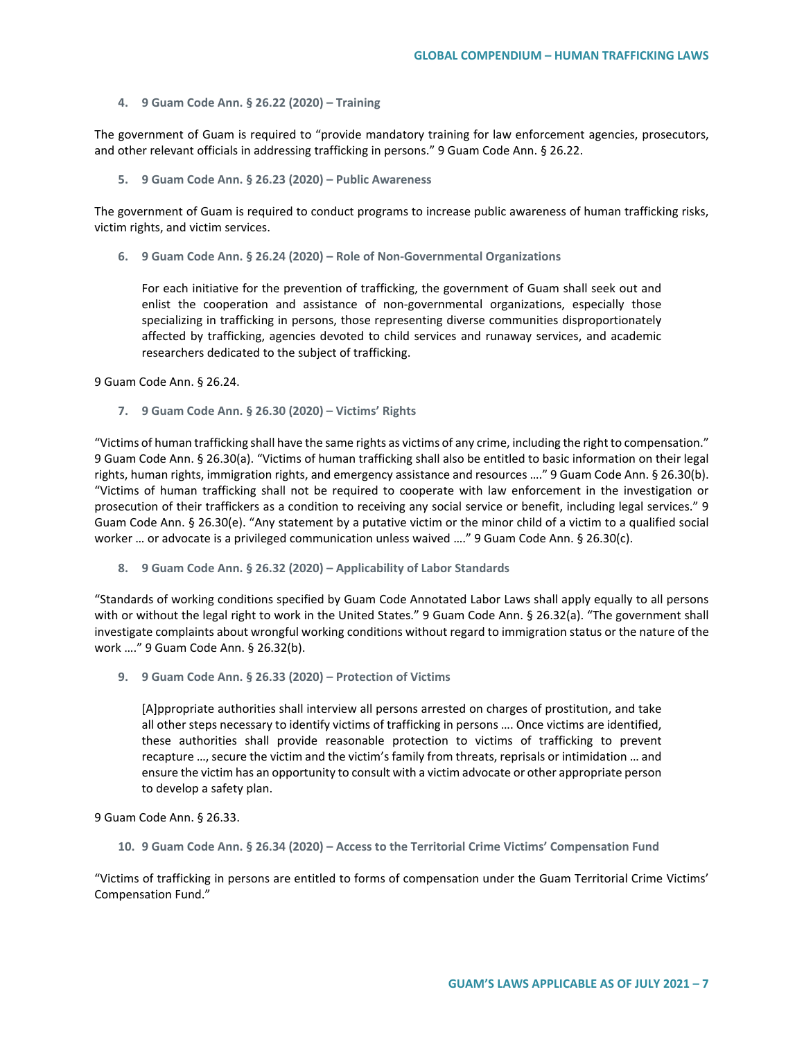**4. 9 Guam Code Ann. § 26.22 (2020) – Training**

The government of Guam is required to "provide mandatory training for law enforcement agencies, prosecutors, and other relevant officials in addressing trafficking in persons." 9 Guam Code Ann. § 26.22.

**5. 9 Guam Code Ann. § 26.23 (2020) – Public Awareness**

The government of Guam is required to conduct programs to increase public awareness of human trafficking risks, victim rights, and victim services.

**6. 9 Guam Code Ann. § 26.24 (2020) – Role of Non-Governmental Organizations**

> For each initiative for the prevention of trafficking, the government of Guam shall seek out and enlist the cooperation and assistance of non-governmental organizations, especially those specializing in trafficking in persons, those representing diverse communities disproportionately affected by trafficking, agencies devoted to child services and runaway services, and academic researchers dedicated to the subject of trafficking.

9 Guam Code Ann. § 26.24.

**7. 9 Guam Code Ann. § 26.30 (2020) – Victims' Rights**

"Victims of human trafficking shall have the same rights as victims of any crime, including the right to compensation." 9 Guam Code Ann. § 26.30(a). "Victims of human trafficking shall also be entitled to basic information on their legal rights, human rights, immigration rights, and emergency assistance and resources …." 9 Guam Code Ann. § 26.30(b). "Victims of human trafficking shall not be required to cooperate with law enforcement in the investigation or prosecution of their traffickers as a condition to receiving any social service or benefit, including legal services." 9 Guam Code Ann. § 26.30(e). "Any statement by a putative victim or the minor child of a victim to a qualified social worker … or advocate is a privileged communication unless waived …." 9 Guam Code Ann. § 26.30(c).

**8. 9 Guam Code Ann. § 26.32 (2020) – Applicability of Labor Standards**

"Standards of working conditions specified by Guam Code Annotated Labor Laws shall apply equally to all persons with or without the legal right to work in the United States." 9 Guam Code Ann. § 26.32(a). "The government shall investigate complaints about wrongful working conditions without regard to immigration status or the nature of the work …." 9 Guam Code Ann. § 26.32(b).

**9. 9 Guam Code Ann. § 26.33 (2020) – Protection of Victims**

> [A]ppropriate authorities shall interview all persons arrested on charges of prostitution, and take all other steps necessary to identify victims of trafficking in persons …. Once victims are identified, these authorities shall provide reasonable protection to victims of trafficking to prevent recapture …, secure the victim and the victim's family from threats, reprisals or intimidation … and ensure the victim has an opportunity to consult with a victim advocate or other appropriate person to develop a safety plan.

9 Guam Code Ann. § 26.33.

**10. 9 Guam Code Ann. § 26.34 (2020) – Access to the Territorial Crime Victims' Compensation Fund**

"Victims of trafficking in persons are entitled to forms of compensation under the Guam Territorial Crime Victims' Compensation Fund."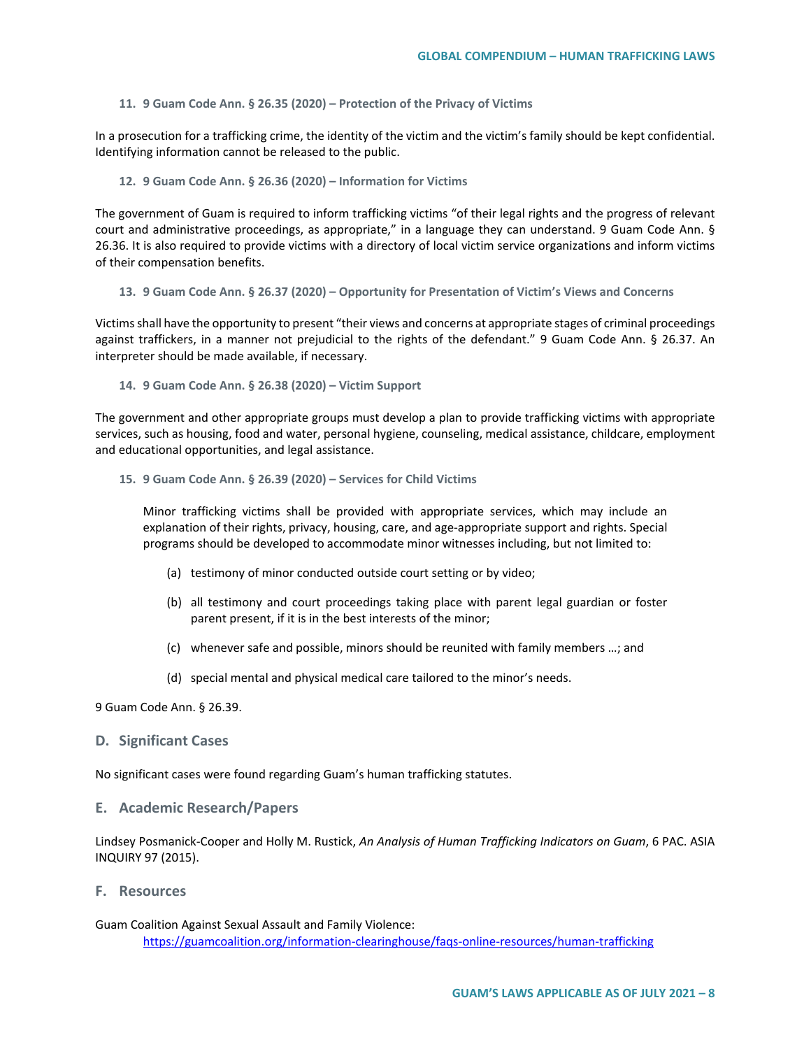#### 11. 9 Guam Code Ann. § 26.35 (2020) – Protection of the Privacy of Victims

In a prosecution for a trafficking crime, the identity of the victim and the victim's family should be kept confidential. Identifying information cannot be released to the public.

#### 12. 9 Guam Code Ann. § 26.36 (2020) – Information for Victims

The government of Guam is required to inform trafficking victims "of their legal rights and the progress of relevant court and administrative proceedings, as appropriate," in a language they can understand. 9 Guam Code Ann. § 26.36. It is also required to provide victims with a directory of local victim service organizations and inform victims of their compensation benefits.

#### 13. 9 Guam Code Ann. § 26.37 (2020) – Opportunity for Presentation of Victim's Views and Concerns

Victims shall have the opportunity to present "their views and concerns at appropriate stages of criminal proceedings against traffickers, in a manner not prejudicial to the rights of the defendant." 9 Guam Code Ann. § 26.37. An interpreter should be made available, if necessary.

#### 14. 9 Guam Code Ann. § 26.38 (2020) – Victim Support

The government and other appropriate groups must develop a plan to provide trafficking victims with appropriate services, such as housing, food and water, personal hygiene, counseling, medical assistance, childcare, employment and educational opportunities, and legal assistance.

#### 15. 9 Guam Code Ann. § 26.39 (2020) – Services for Child Victims

> Minor trafficking victims shall be provided with appropriate services, which may include an explanation of their rights, privacy, housing, care, and age-appropriate support and rights. Special programs should be developed to accommodate minor witnesses including, but not limited to:
>
> (a) testimony of minor conducted outside court setting or by video;
>
> (b) all testimony and court proceedings taking place with parent legal guardian or foster parent present, if it is in the best interests of the minor;
>
> (c) whenever safe and possible, minors should be reunited with family members …; and
>
> (d) special mental and physical medical care tailored to the minor's needs.

9 Guam Code Ann. § 26.39.

### D. Significant Cases

No significant cases were found regarding Guam's human trafficking statutes.

### E. Academic Research/Papers

Lindsey Posmanick-Cooper and Holly M. Rustick, *An Analysis of Human Trafficking Indicators on Guam*, 6 PAC. ASIA INQUIRY 97 (2015).

### F. Resources

Guam Coalition Against Sexual Assault and Family Violence:
https://guamcoalition.org/information-clearinghouse/faqs-online-resources/human-trafficking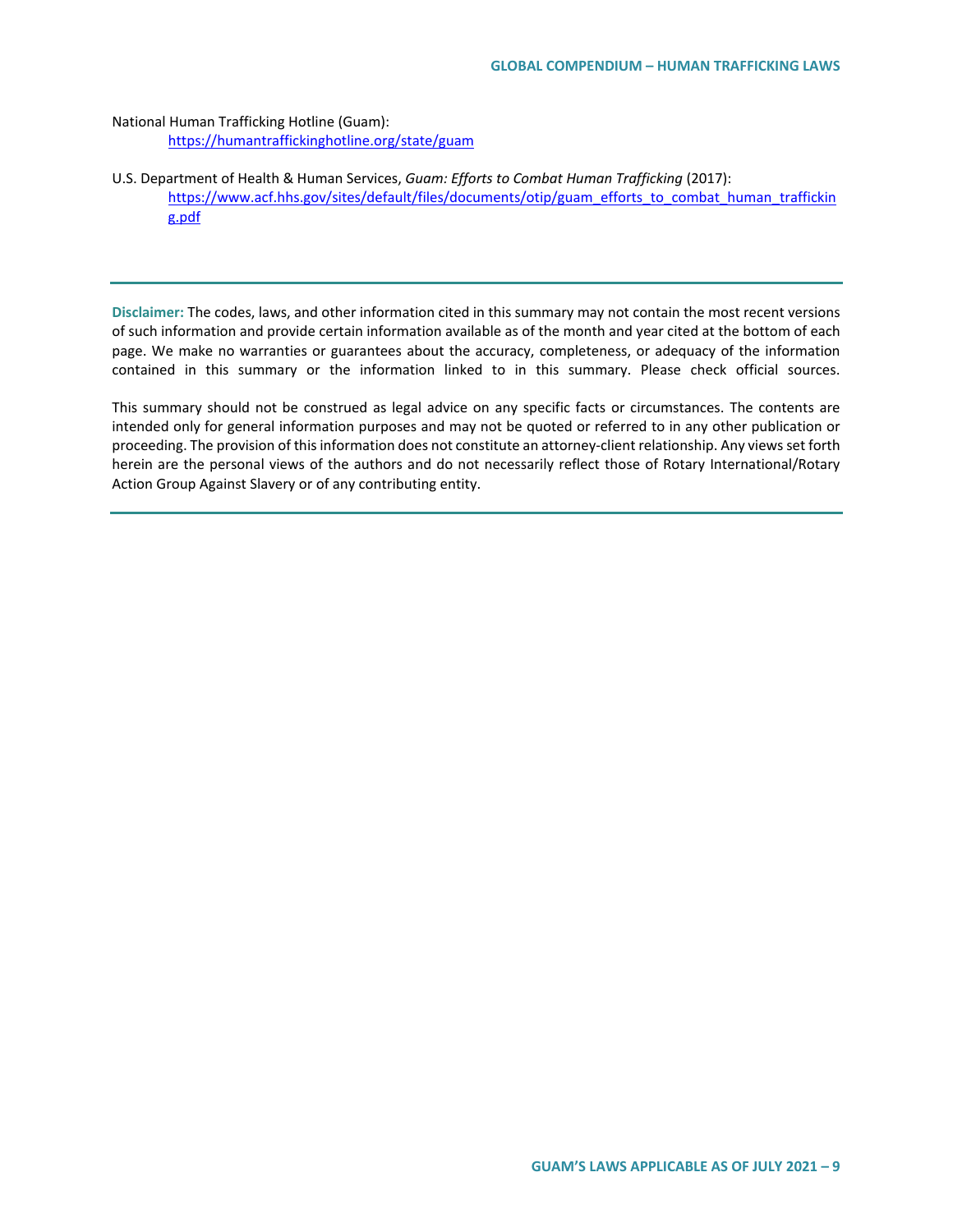National Human Trafficking Hotline (Guam):
https://humantraffickinghotline.org/state/guam

U.S. Department of Health & Human Services, *Guam: Efforts to Combat Human Trafficking* (2017):
https://www.acf.hhs.gov/sites/default/files/documents/otip/guam_efforts_to_combat_human_trafficking.pdf

---

**Disclaimer:** The codes, laws, and other information cited in this summary may not contain the most recent versions of such information and provide certain information available as of the month and year cited at the bottom of each page. We make no warranties or guarantees about the accuracy, completeness, or adequacy of the information contained in this summary or the information linked to in this summary. Please check official sources.

This summary should not be construed as legal advice on any specific facts or circumstances. The contents are intended only for general information purposes and may not be quoted or referred to in any other publication or proceeding. The provision of this information does not constitute an attorney-client relationship. Any views set forth herein are the personal views of the authors and do not necessarily reflect those of Rotary International/Rotary Action Group Against Slavery or of any contributing entity.

---